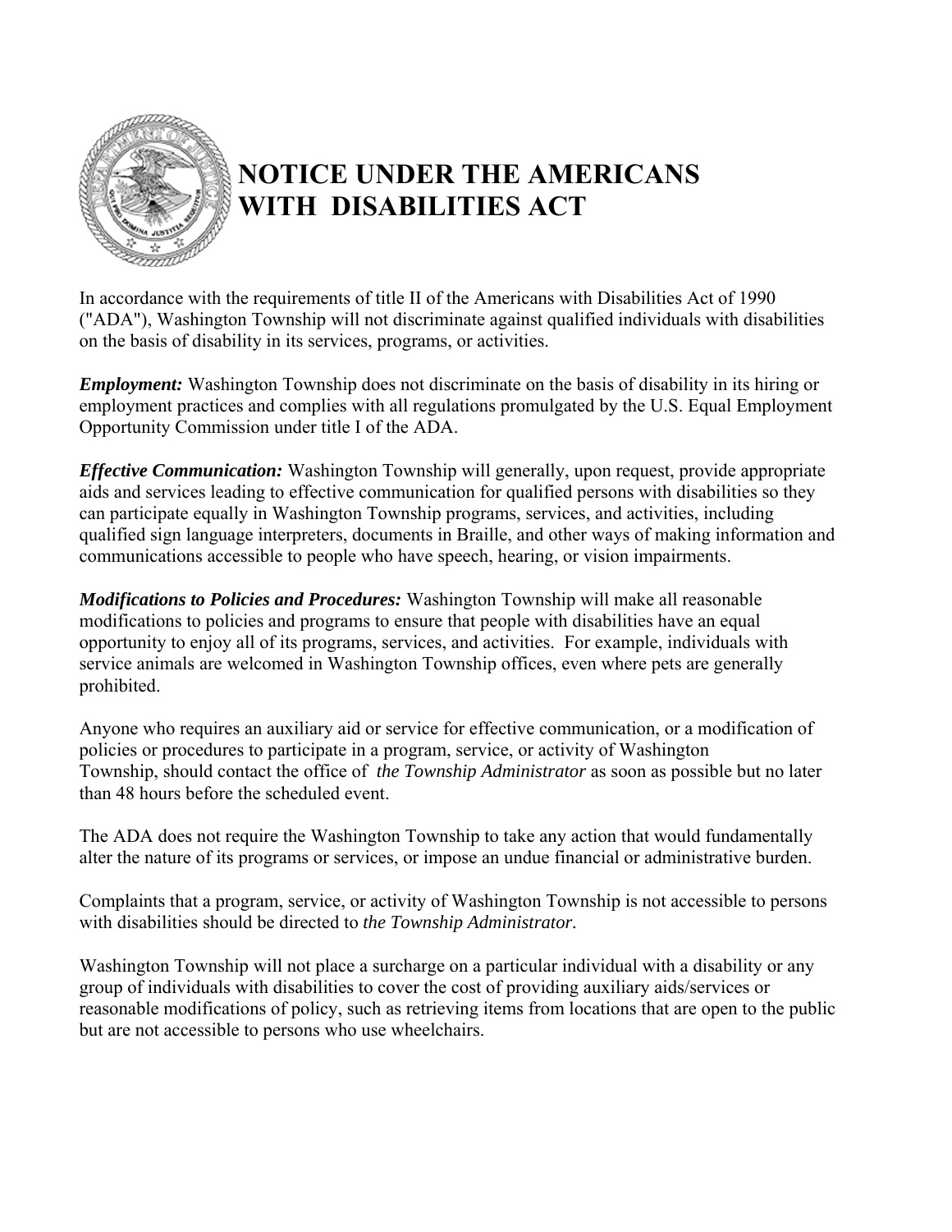# NOTICE UNDER THE AMERICANS WITH DISABILITIES ACT

In accordance with the requirements of title II of the Americans with Disabilities Act of 1990 ("ADA"), Washington Township will not discriminate against qualified individuals with disabilities on the basis of disability in its services, programs, or activities.

***Employment:*** Washington Township does not discriminate on the basis of disability in its hiring or employment practices and complies with all regulations promulgated by the U.S. Equal Employment Opportunity Commission under title I of the ADA.

***Effective Communication:*** Washington Township will generally, upon request, provide appropriate aids and services leading to effective communication for qualified persons with disabilities so they can participate equally in Washington Township programs, services, and activities, including qualified sign language interpreters, documents in Braille, and other ways of making information and communications accessible to people who have speech, hearing, or vision impairments.

***Modifications to Policies and Procedures:*** Washington Township will make all reasonable modifications to policies and programs to ensure that people with disabilities have an equal opportunity to enjoy all of its programs, services, and activities. For example, individuals with service animals are welcomed in Washington Township offices, even where pets are generally prohibited.

Anyone who requires an auxiliary aid or service for effective communication, or a modification of policies or procedures to participate in a program, service, or activity of Washington Township, should contact the office of *the Township Administrator* as soon as possible but no later than 48 hours before the scheduled event.

The ADA does not require the Washington Township to take any action that would fundamentally alter the nature of its programs or services, or impose an undue financial or administrative burden.

Complaints that a program, service, or activity of Washington Township is not accessible to persons with disabilities should be directed to *the Township Administrator*.

Washington Township will not place a surcharge on a particular individual with a disability or any group of individuals with disabilities to cover the cost of providing auxiliary aids/services or reasonable modifications of policy, such as retrieving items from locations that are open to the public but are not accessible to persons who use wheelchairs.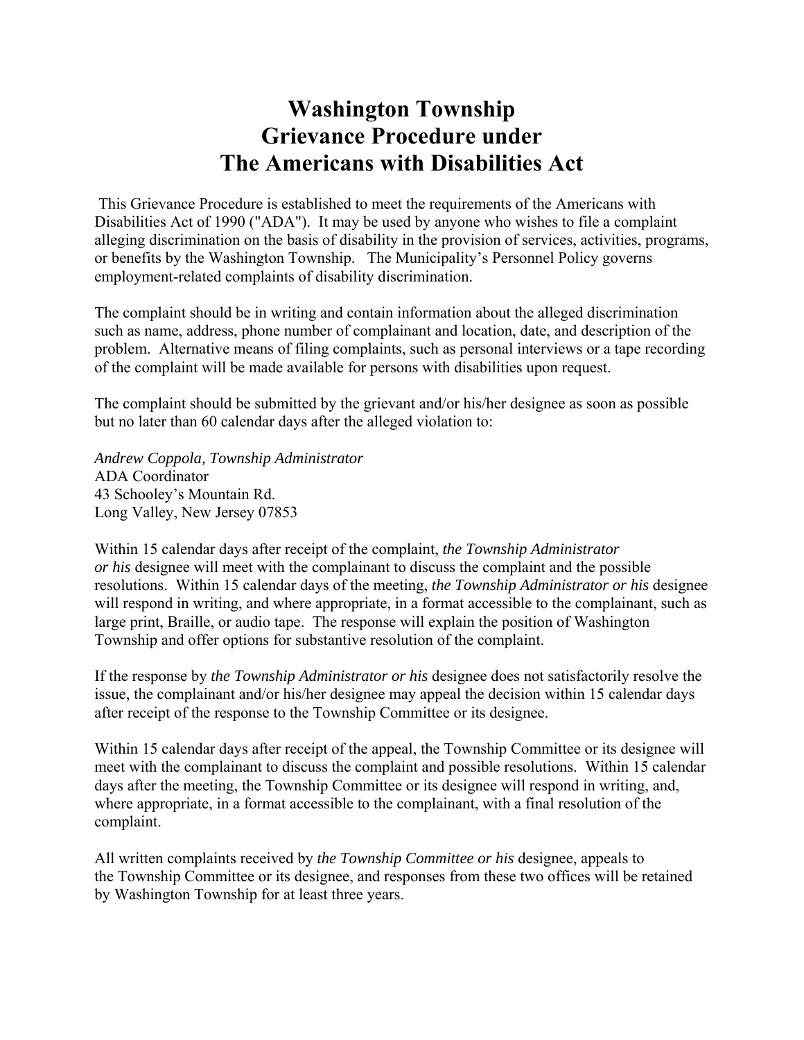# Washington Township
# Grievance Procedure under
# The Americans with Disabilities Act

This Grievance Procedure is established to meet the requirements of the Americans with Disabilities Act of 1990 ("ADA"). It may be used by anyone who wishes to file a complaint alleging discrimination on the basis of disability in the provision of services, activities, programs, or benefits by the Washington Township. The Municipality's Personnel Policy governs employment-related complaints of disability discrimination.

The complaint should be in writing and contain information about the alleged discrimination such as name, address, phone number of complainant and location, date, and description of the problem. Alternative means of filing complaints, such as personal interviews or a tape recording of the complaint will be made available for persons with disabilities upon request.

The complaint should be submitted by the grievant and/or his/her designee as soon as possible but no later than 60 calendar days after the alleged violation to:

*Andrew Coppola, Township Administrator*
ADA Coordinator
43 Schooley's Mountain Rd.
Long Valley, New Jersey 07853

Within 15 calendar days after receipt of the complaint, *the Township Administrator or his* designee will meet with the complainant to discuss the complaint and the possible resolutions. Within 15 calendar days of the meeting, *the Township Administrator or his* designee will respond in writing, and where appropriate, in a format accessible to the complainant, such as large print, Braille, or audio tape. The response will explain the position of Washington Township and offer options for substantive resolution of the complaint.

If the response by *the Township Administrator or his* designee does not satisfactorily resolve the issue, the complainant and/or his/her designee may appeal the decision within 15 calendar days after receipt of the response to the Township Committee or its designee.

Within 15 calendar days after receipt of the appeal, the Township Committee or its designee will meet with the complainant to discuss the complaint and possible resolutions. Within 15 calendar days after the meeting, the Township Committee or its designee will respond in writing, and, where appropriate, in a format accessible to the complainant, with a final resolution of the complaint.

All written complaints received by *the Township Committee or his* designee, appeals to the Township Committee or its designee, and responses from these two offices will be retained by Washington Township for at least three years.